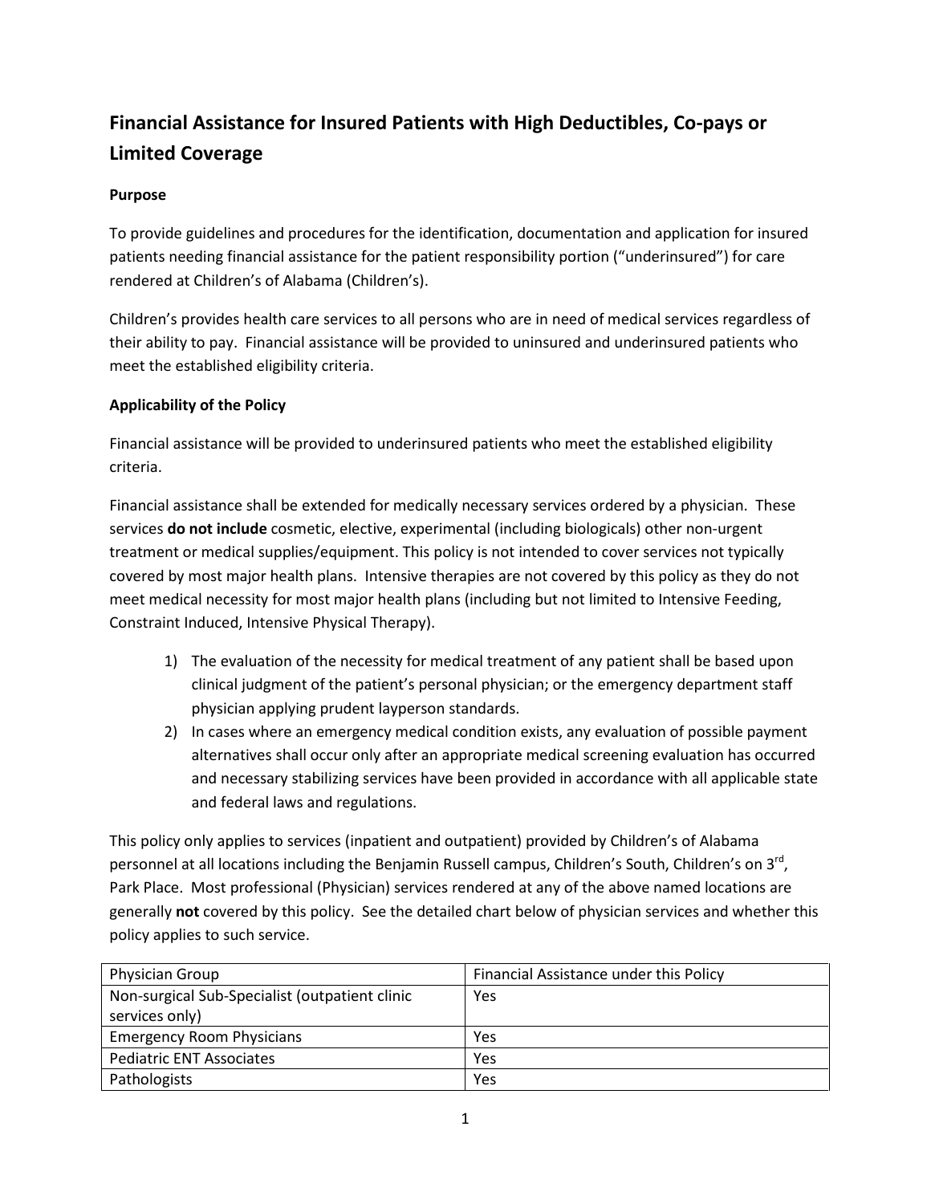# Financial Assistance for Insured Patients with High Deductibles, Co-pays or Limited Coverage

**Purpose**

To provide guidelines and procedures for the identification, documentation and application for insured patients needing financial assistance for the patient responsibility portion ("underinsured") for care rendered at Children's of Alabama (Children's).

Children's provides health care services to all persons who are in need of medical services regardless of their ability to pay. Financial assistance will be provided to uninsured and underinsured patients who meet the established eligibility criteria.

**Applicability of the Policy**

Financial assistance will be provided to underinsured patients who meet the established eligibility criteria.

Financial assistance shall be extended for medically necessary services ordered by a physician. These services **do not include** cosmetic, elective, experimental (including biologicals) other non-urgent treatment or medical supplies/equipment. This policy is not intended to cover services not typically covered by most major health plans. Intensive therapies are not covered by this policy as they do not meet medical necessity for most major health plans (including but not limited to Intensive Feeding, Constraint Induced, Intensive Physical Therapy).

1) The evaluation of the necessity for medical treatment of any patient shall be based upon clinical judgment of the patient's personal physician; or the emergency department staff physician applying prudent layperson standards.
2) In cases where an emergency medical condition exists, any evaluation of possible payment alternatives shall occur only after an appropriate medical screening evaluation has occurred and necessary stabilizing services have been provided in accordance with all applicable state and federal laws and regulations.

This policy only applies to services (inpatient and outpatient) provided by Children's of Alabama personnel at all locations including the Benjamin Russell campus, Children's South, Children's on 3rd, Park Place. Most professional (Physician) services rendered at any of the above named locations are generally **not** covered by this policy. See the detailed chart below of physician services and whether this policy applies to such service.

| Physician Group | Financial Assistance under this Policy |
|---|---|
| Non-surgical Sub-Specialist (outpatient clinic services only) | Yes |
| Emergency Room Physicians | Yes |
| Pediatric ENT Associates | Yes |
| Pathologists | Yes |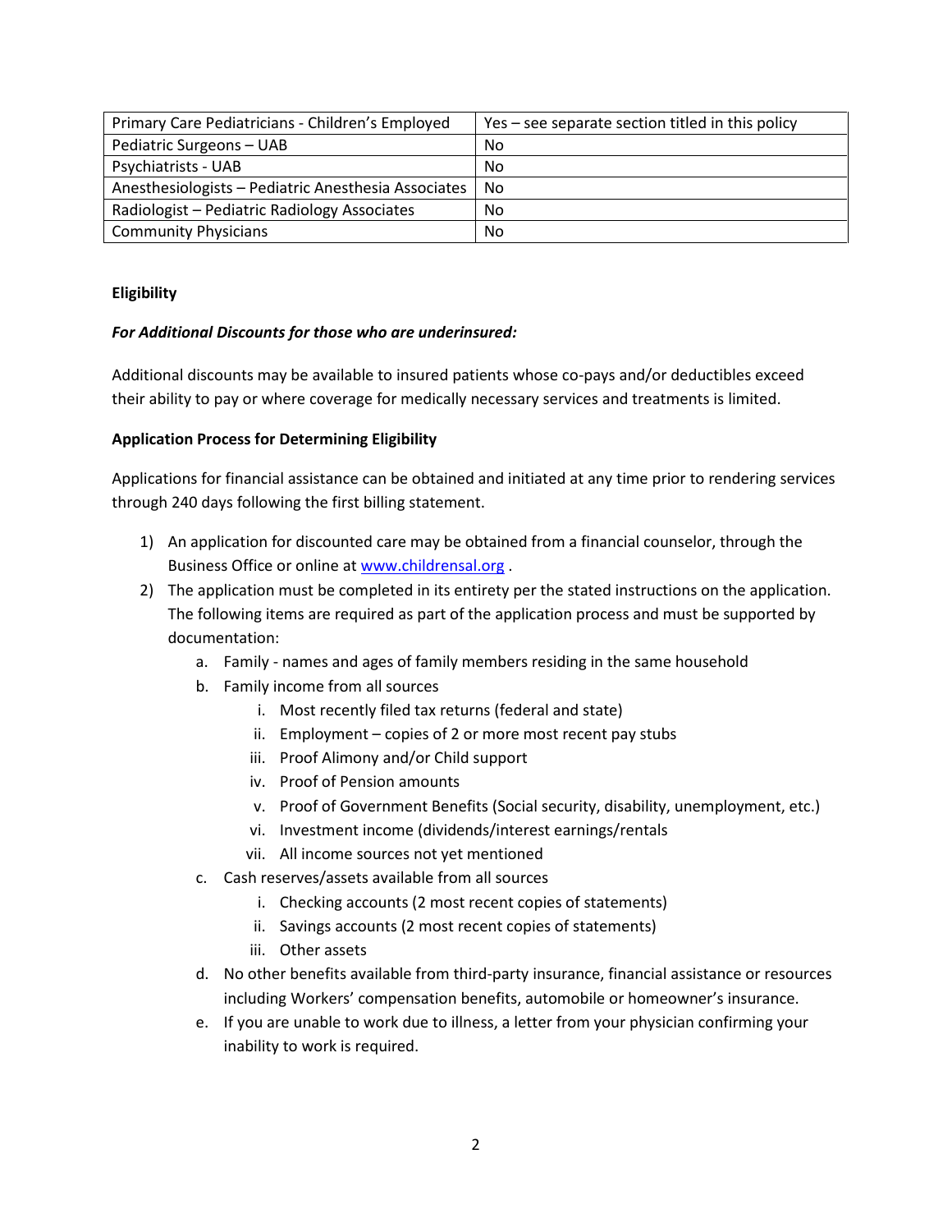| Primary Care Pediatricians - Children's Employed | Yes – see separate section titled in this policy |
|---|---|
| Pediatric Surgeons – UAB | No |
| Psychiatrists - UAB | No |
| Anesthesiologists – Pediatric Anesthesia Associates | No |
| Radiologist – Pediatric Radiology Associates | No |
| Community Physicians | No |

**Eligibility**

***For Additional Discounts for those who are underinsured:***

Additional discounts may be available to insured patients whose co-pays and/or deductibles exceed their ability to pay or where coverage for medically necessary services and treatments is limited.

**Application Process for Determining Eligibility**

Applications for financial assistance can be obtained and initiated at any time prior to rendering services through 240 days following the first billing statement.

1) An application for discounted care may be obtained from a financial counselor, through the Business Office or online at www.childrensal.org .
2) The application must be completed in its entirety per the stated instructions on the application. The following items are required as part of the application process and must be supported by documentation:
    a. Family - names and ages of family members residing in the same household
    b. Family income from all sources
        i. Most recently filed tax returns (federal and state)
        ii. Employment – copies of 2 or more most recent pay stubs
        iii. Proof Alimony and/or Child support
        iv. Proof of Pension amounts
        v. Proof of Government Benefits (Social security, disability, unemployment, etc.)
        vi. Investment income (dividends/interest earnings/rentals
        vii. All income sources not yet mentioned
    c. Cash reserves/assets available from all sources
        i. Checking accounts (2 most recent copies of statements)
        ii. Savings accounts (2 most recent copies of statements)
        iii. Other assets
    d. No other benefits available from third-party insurance, financial assistance or resources including Workers' compensation benefits, automobile or homeowner's insurance.
    e. If you are unable to work due to illness, a letter from your physician confirming your inability to work is required.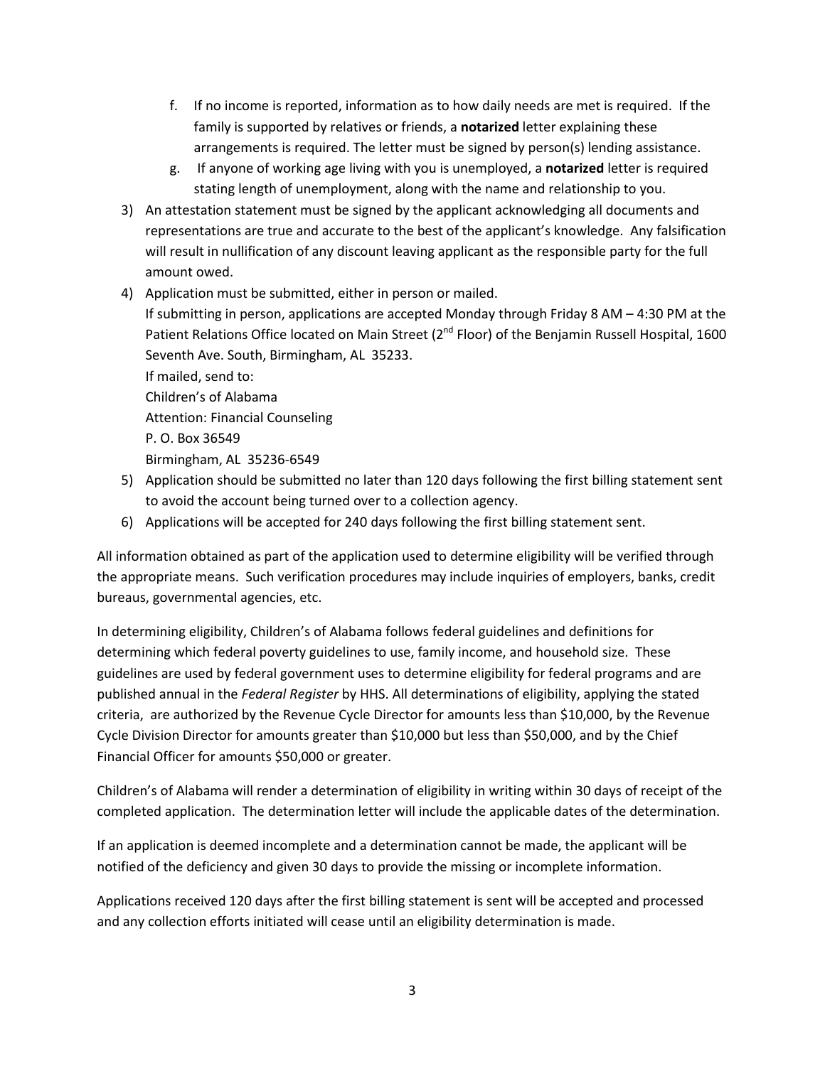f. If no income is reported, information as to how daily needs are met is required. If the family is supported by relatives or friends, a **notarized** letter explaining these arrangements is required. The letter must be signed by person(s) lending assistance.
   g. If anyone of working age living with you is unemployed, a **notarized** letter is required stating length of unemployment, along with the name and relationship to you.

3) An attestation statement must be signed by the applicant acknowledging all documents and representations are true and accurate to the best of the applicant's knowledge. Any falsification will result in nullification of any discount leaving applicant as the responsible party for the full amount owed.
4) Application must be submitted, either in person or mailed.
   If submitting in person, applications are accepted Monday through Friday 8 AM – 4:30 PM at the Patient Relations Office located on Main Street (2nd Floor) of the Benjamin Russell Hospital, 1600 Seventh Ave. South, Birmingham, AL 35233.
   If mailed, send to:
   Children's of Alabama
   Attention: Financial Counseling
   P. O. Box 36549
   Birmingham, AL 35236-6549
5) Application should be submitted no later than 120 days following the first billing statement sent to avoid the account being turned over to a collection agency.
6) Applications will be accepted for 240 days following the first billing statement sent.

All information obtained as part of the application used to determine eligibility will be verified through the appropriate means. Such verification procedures may include inquiries of employers, banks, credit bureaus, governmental agencies, etc.

In determining eligibility, Children's of Alabama follows federal guidelines and definitions for determining which federal poverty guidelines to use, family income, and household size. These guidelines are used by federal government uses to determine eligibility for federal programs and are published annual in the *Federal Register* by HHS. All determinations of eligibility, applying the stated criteria, are authorized by the Revenue Cycle Director for amounts less than $10,000, by the Revenue Cycle Division Director for amounts greater than $10,000 but less than $50,000, and by the Chief Financial Officer for amounts $50,000 or greater.

Children's of Alabama will render a determination of eligibility in writing within 30 days of receipt of the completed application. The determination letter will include the applicable dates of the determination.

If an application is deemed incomplete and a determination cannot be made, the applicant will be notified of the deficiency and given 30 days to provide the missing or incomplete information.

Applications received 120 days after the first billing statement is sent will be accepted and processed and any collection efforts initiated will cease until an eligibility determination is made.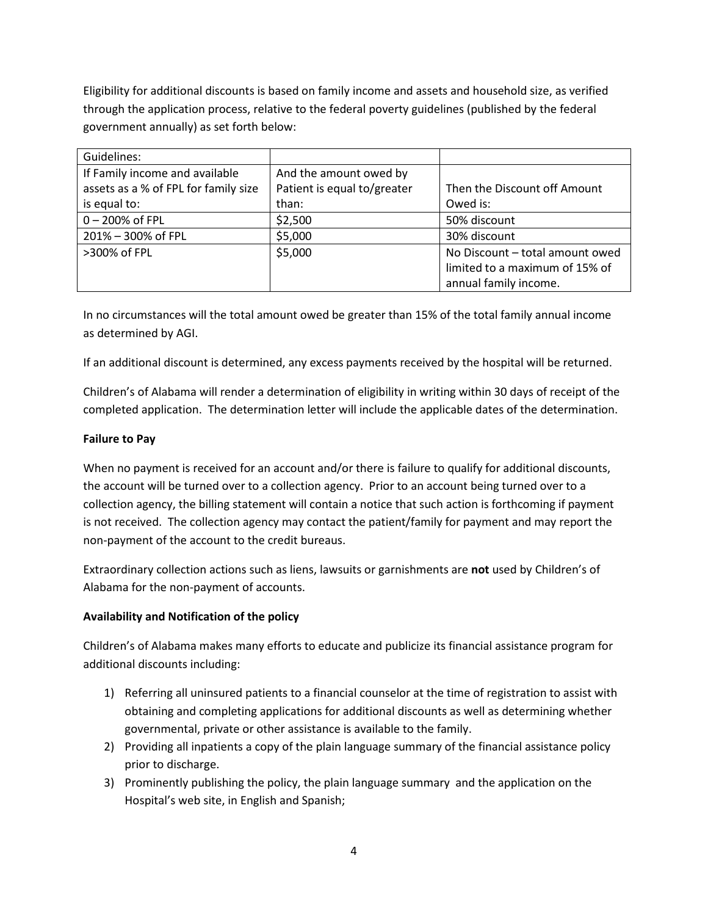Eligibility for additional discounts is based on family income and assets and household size, as verified through the application process, relative to the federal poverty guidelines (published by the federal government annually) as set forth below:

| Guidelines: | | |
|---|---|---|
| If Family income and available assets as a % of FPL for family size is equal to: | And the amount owed by Patient is equal to/greater than: | Then the Discount off Amount Owed is: |
| 0 – 200% of FPL | $2,500 | 50% discount |
| 201% – 300% of FPL | $5,000 | 30% discount |
| >300% of FPL | $5,000 | No Discount – total amount owed limited to a maximum of 15% of annual family income. |

In no circumstances will the total amount owed be greater than 15% of the total family annual income as determined by AGI.

If an additional discount is determined, any excess payments received by the hospital will be returned.

Children's of Alabama will render a determination of eligibility in writing within 30 days of receipt of the completed application. The determination letter will include the applicable dates of the determination.

**Failure to Pay**

When no payment is received for an account and/or there is failure to qualify for additional discounts, the account will be turned over to a collection agency. Prior to an account being turned over to a collection agency, the billing statement will contain a notice that such action is forthcoming if payment is not received. The collection agency may contact the patient/family for payment and may report the non-payment of the account to the credit bureaus.

Extraordinary collection actions such as liens, lawsuits or garnishments are **not** used by Children's of Alabama for the non-payment of accounts.

**Availability and Notification of the policy**

Children's of Alabama makes many efforts to educate and publicize its financial assistance program for additional discounts including:

1) Referring all uninsured patients to a financial counselor at the time of registration to assist with obtaining and completing applications for additional discounts as well as determining whether governmental, private or other assistance is available to the family.
2) Providing all inpatients a copy of the plain language summary of the financial assistance policy prior to discharge.
3) Prominently publishing the policy, the plain language summary and the application on the Hospital's web site, in English and Spanish;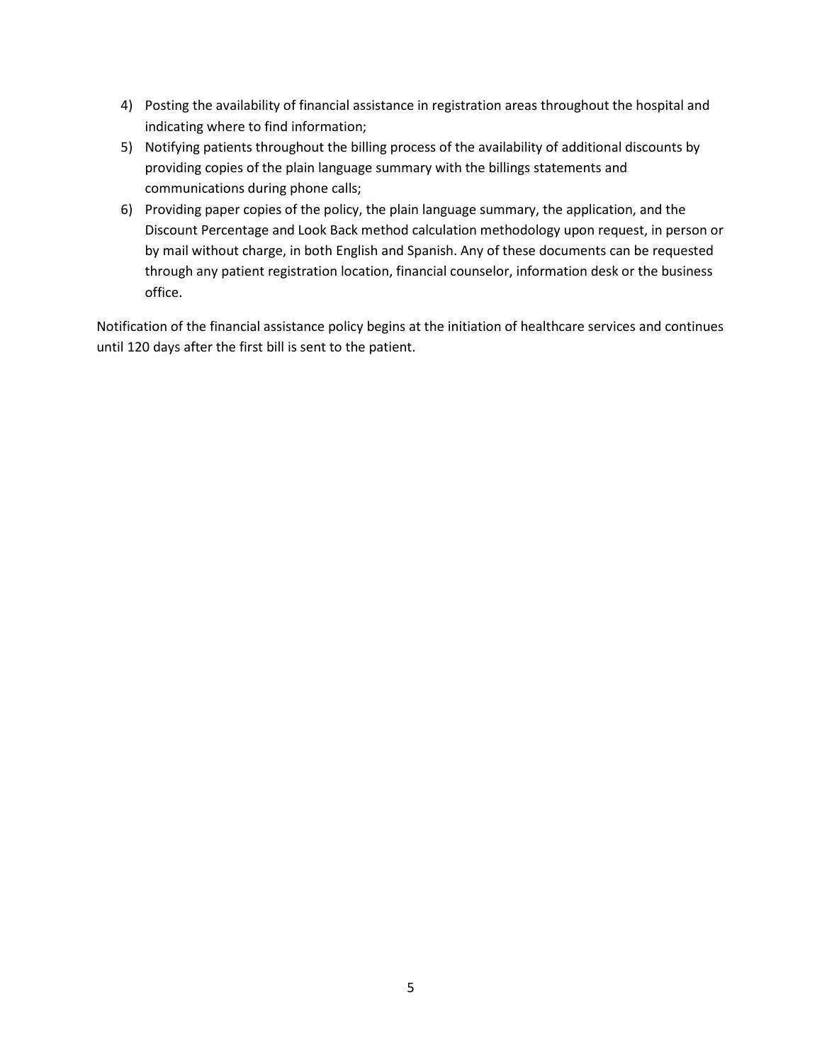4) Posting the availability of financial assistance in registration areas throughout the hospital and indicating where to find information;
5) Notifying patients throughout the billing process of the availability of additional discounts by providing copies of the plain language summary with the billings statements and communications during phone calls;
6) Providing paper copies of the policy, the plain language summary, the application, and the Discount Percentage and Look Back method calculation methodology upon request, in person or by mail without charge, in both English and Spanish. Any of these documents can be requested through any patient registration location, financial counselor, information desk or the business office.

Notification of the financial assistance policy begins at the initiation of healthcare services and continues until 120 days after the first bill is sent to the patient.